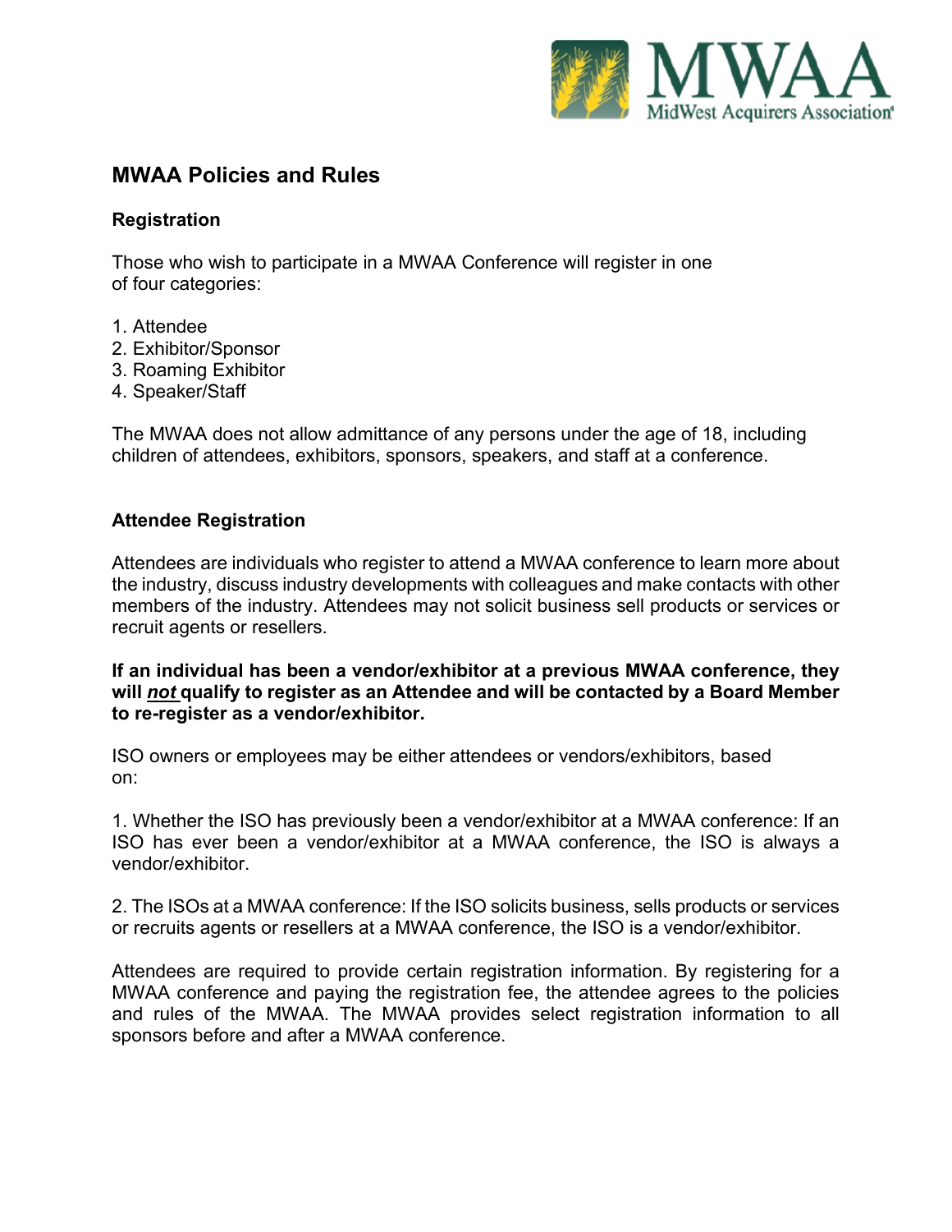# MWAA Policies and Rules

## Registration

Those who wish to participate in a MWAA Conference will register in one of four categories:

1. Attendee
2. Exhibitor/Sponsor
3. Roaming Exhibitor
4. Speaker/Staff

The MWAA does not allow admittance of any persons under the age of 18, including children of attendees, exhibitors, sponsors, speakers, and staff at a conference.

## Attendee Registration

Attendees are individuals who register to attend a MWAA conference to learn more about the industry, discuss industry developments with colleagues and make contacts with other members of the industry. Attendees may not solicit business sell products or services or recruit agents or resellers.

**If an individual has been a vendor/exhibitor at a previous MWAA conference, they will *not* qualify to register as an Attendee and will be contacted by a Board Member to re-register as a vendor/exhibitor.**

ISO owners or employees may be either attendees or vendors/exhibitors, based on:

1. Whether the ISO has previously been a vendor/exhibitor at a MWAA conference: If an ISO has ever been a vendor/exhibitor at a MWAA conference, the ISO is always a vendor/exhibitor.

2. The ISOs at a MWAA conference: If the ISO solicits business, sells products or services or recruits agents or resellers at a MWAA conference, the ISO is a vendor/exhibitor.

Attendees are required to provide certain registration information. By registering for a MWAA conference and paying the registration fee, the attendee agrees to the policies and rules of the MWAA. The MWAA provides select registration information to all sponsors before and after a MWAA conference.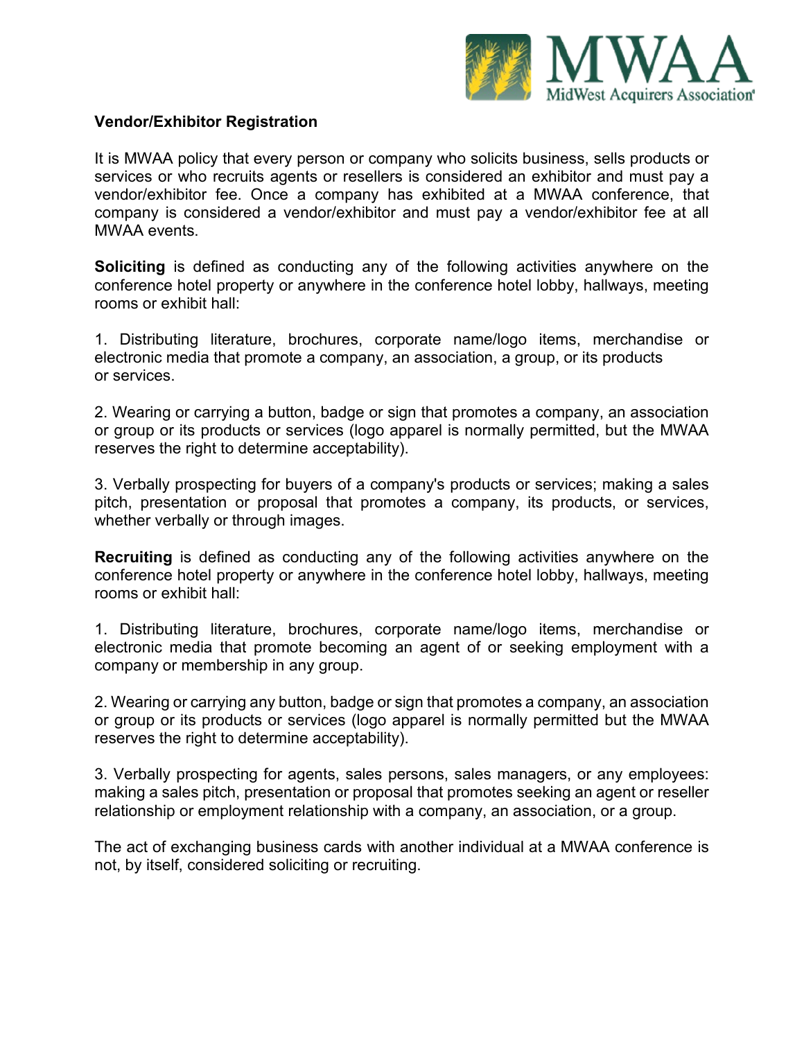## Vendor/Exhibitor Registration

It is MWAA policy that every person or company who solicits business, sells products or services or who recruits agents or resellers is considered an exhibitor and must pay a vendor/exhibitor fee. Once a company has exhibited at a MWAA conference, that company is considered a vendor/exhibitor and must pay a vendor/exhibitor fee at all MWAA events.

**Soliciting** is defined as conducting any of the following activities anywhere on the conference hotel property or anywhere in the conference hotel lobby, hallways, meeting rooms or exhibit hall:

1. Distributing literature, brochures, corporate name/logo items, merchandise or electronic media that promote a company, an association, a group, or its products or services.

2. Wearing or carrying a button, badge or sign that promotes a company, an association or group or its products or services (logo apparel is normally permitted, but the MWAA reserves the right to determine acceptability).

3. Verbally prospecting for buyers of a company's products or services; making a sales pitch, presentation or proposal that promotes a company, its products, or services, whether verbally or through images.

**Recruiting** is defined as conducting any of the following activities anywhere on the conference hotel property or anywhere in the conference hotel lobby, hallways, meeting rooms or exhibit hall:

1. Distributing literature, brochures, corporate name/logo items, merchandise or electronic media that promote becoming an agent of or seeking employment with a company or membership in any group.

2. Wearing or carrying any button, badge or sign that promotes a company, an association or group or its products or services (logo apparel is normally permitted but the MWAA reserves the right to determine acceptability).

3. Verbally prospecting for agents, sales persons, sales managers, or any employees: making a sales pitch, presentation or proposal that promotes seeking an agent or reseller relationship or employment relationship with a company, an association, or a group.

The act of exchanging business cards with another individual at a MWAA conference is not, by itself, considered soliciting or recruiting.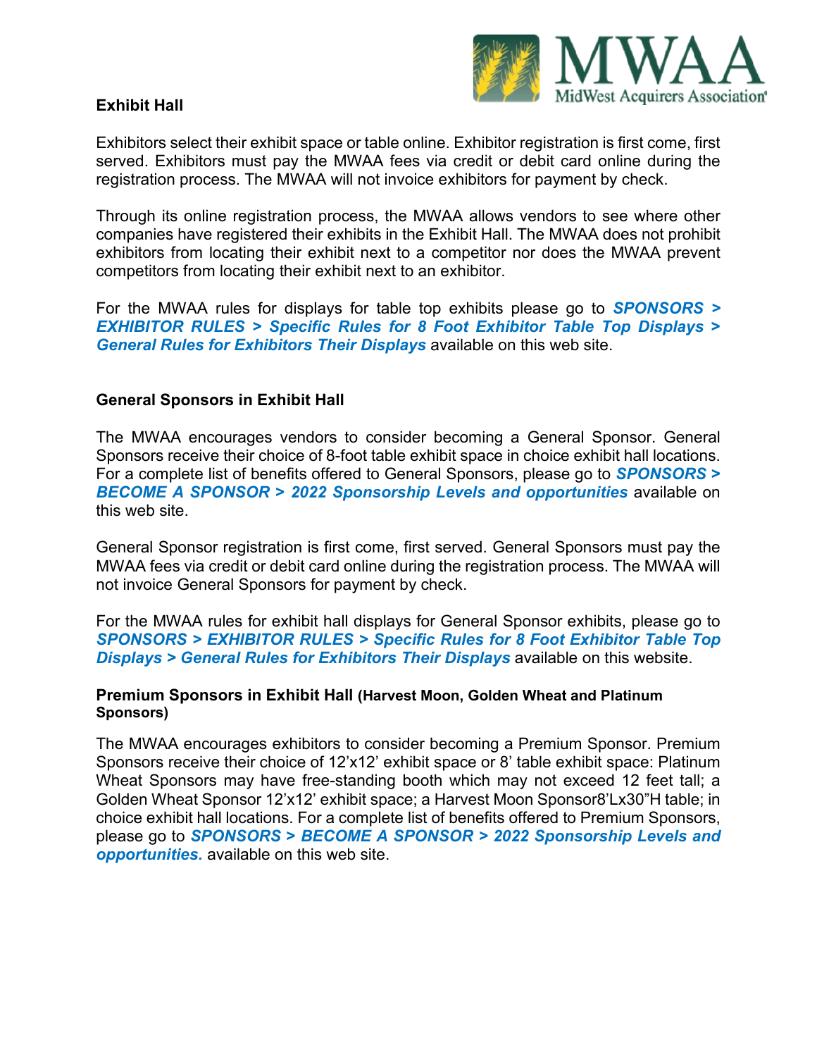## Exhibit Hall

Exhibitors select their exhibit space or table online. Exhibitor registration is first come, first served. Exhibitors must pay the MWAA fees via credit or debit card online during the registration process. The MWAA will not invoice exhibitors for payment by check.

Through its online registration process, the MWAA allows vendors to see where other companies have registered their exhibits in the Exhibit Hall. The MWAA does not prohibit exhibitors from locating their exhibit next to a competitor nor does the MWAA prevent competitors from locating their exhibit next to an exhibitor.

For the MWAA rules for displays for table top exhibits please go to ***SPONSORS > EXHIBITOR RULES > Specific Rules for 8 Foot Exhibitor Table Top Displays > General Rules for Exhibitors Their Displays*** available on this web site.

## General Sponsors in Exhibit Hall

The MWAA encourages vendors to consider becoming a General Sponsor. General Sponsors receive their choice of 8-foot table exhibit space in choice exhibit hall locations. For a complete list of benefits offered to General Sponsors, please go to ***SPONSORS > BECOME A SPONSOR > 2022 Sponsorship Levels and opportunities*** available on this web site.

General Sponsor registration is first come, first served. General Sponsors must pay the MWAA fees via credit or debit card online during the registration process. The MWAA will not invoice General Sponsors for payment by check.

For the MWAA rules for exhibit hall displays for General Sponsor exhibits, please go to ***SPONSORS > EXHIBITOR RULES > Specific Rules for 8 Foot Exhibitor Table Top Displays > General Rules for Exhibitors Their Displays*** available on this website.

## Premium Sponsors in Exhibit Hall (Harvest Moon, Golden Wheat and Platinum Sponsors)

The MWAA encourages exhibitors to consider becoming a Premium Sponsor. Premium Sponsors receive their choice of 12'x12' exhibit space or 8' table exhibit space: Platinum Wheat Sponsors may have free-standing booth which may not exceed 12 feet tall; a Golden Wheat Sponsor 12'x12' exhibit space; a Harvest Moon Sponsor8'Lx30"H table; in choice exhibit hall locations. For a complete list of benefits offered to Premium Sponsors, please go to ***SPONSORS > BECOME A SPONSOR > 2022 Sponsorship Levels and opportunities.*** available on this web site.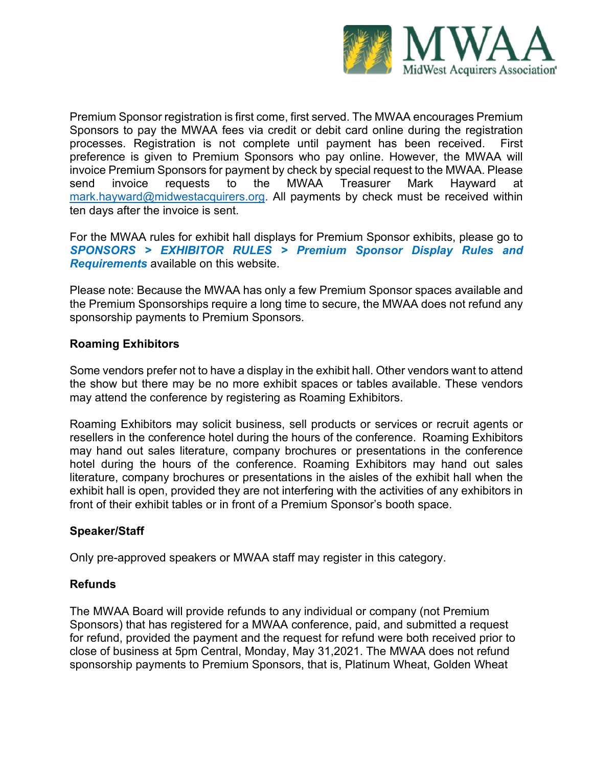Premium Sponsor registration is first come, first served. The MWAA encourages Premium Sponsors to pay the MWAA fees via credit or debit card online during the registration processes. Registration is not complete until payment has been received. First preference is given to Premium Sponsors who pay online. However, the MWAA will invoice Premium Sponsors for payment by check by special request to the MWAA. Please send invoice requests to the MWAA Treasurer Mark Hayward at mark.hayward@midwestacquirers.org. All payments by check must be received within ten days after the invoice is sent.

For the MWAA rules for exhibit hall displays for Premium Sponsor exhibits, please go to ***SPONSORS > EXHIBITOR RULES > Premium Sponsor Display Rules and Requirements*** available on this website.

Please note: Because the MWAA has only a few Premium Sponsor spaces available and the Premium Sponsorships require a long time to secure, the MWAA does not refund any sponsorship payments to Premium Sponsors.

**Roaming Exhibitors**

Some vendors prefer not to have a display in the exhibit hall. Other vendors want to attend the show but there may be no more exhibit spaces or tables available. These vendors may attend the conference by registering as Roaming Exhibitors.

Roaming Exhibitors may solicit business, sell products or services or recruit agents or resellers in the conference hotel during the hours of the conference. Roaming Exhibitors may hand out sales literature, company brochures or presentations in the conference hotel during the hours of the conference. Roaming Exhibitors may hand out sales literature, company brochures or presentations in the aisles of the exhibit hall when the exhibit hall is open, provided they are not interfering with the activities of any exhibitors in front of their exhibit tables or in front of a Premium Sponsor's booth space.

**Speaker/Staff**

Only pre-approved speakers or MWAA staff may register in this category.

**Refunds**

The MWAA Board will provide refunds to any individual or company (not Premium Sponsors) that has registered for a MWAA conference, paid, and submitted a request for refund, provided the payment and the request for refund were both received prior to close of business at 5pm Central, Monday, May 31,2021. The MWAA does not refund sponsorship payments to Premium Sponsors, that is, Platinum Wheat, Golden Wheat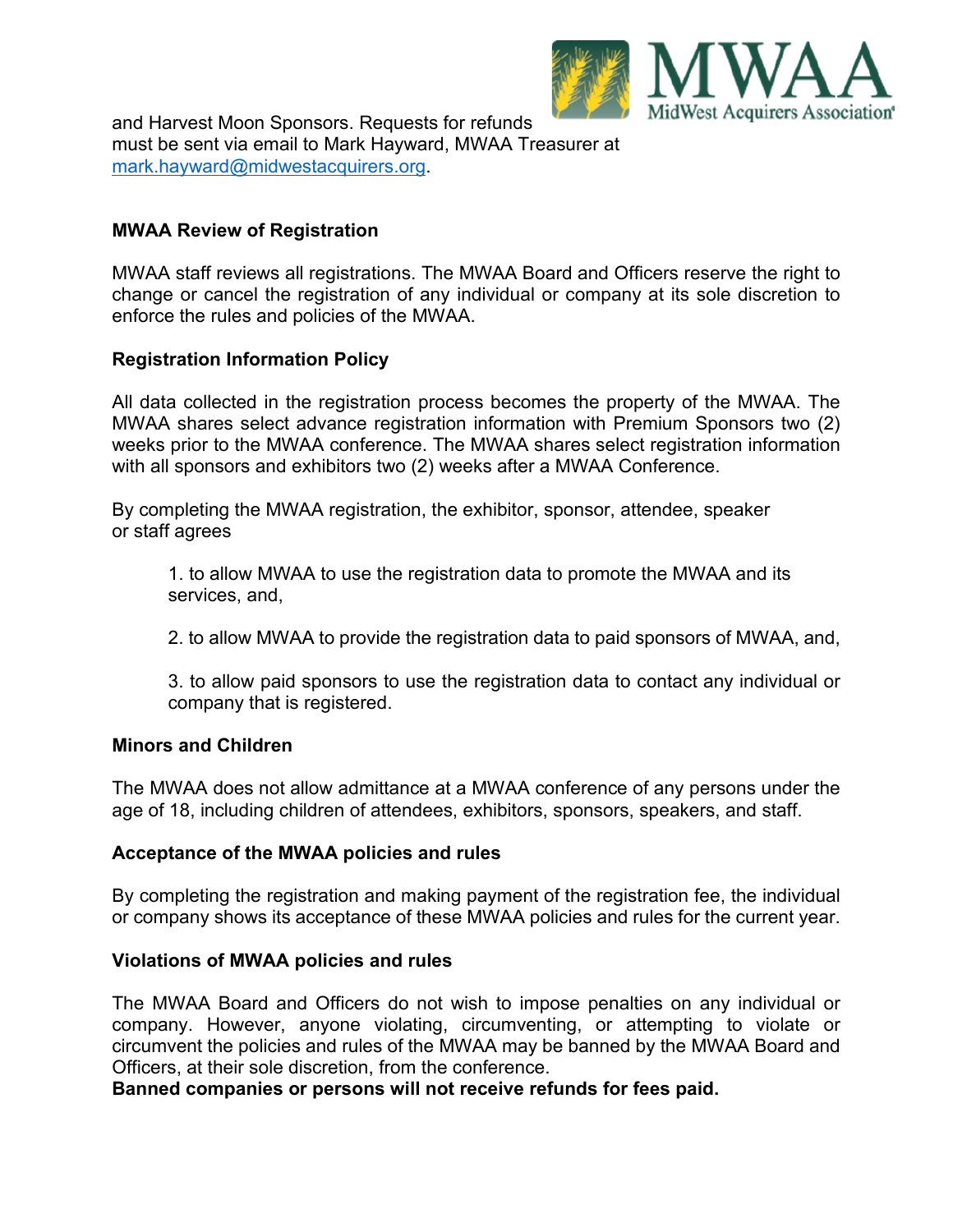and Harvest Moon Sponsors. Requests for refunds must be sent via email to Mark Hayward, MWAA Treasurer at mark.hayward@midwestacquirers.org.

**MWAA Review of Registration**

MWAA staff reviews all registrations. The MWAA Board and Officers reserve the right to change or cancel the registration of any individual or company at its sole discretion to enforce the rules and policies of the MWAA.

**Registration Information Policy**

All data collected in the registration process becomes the property of the MWAA. The MWAA shares select advance registration information with Premium Sponsors two (2) weeks prior to the MWAA conference. The MWAA shares select registration information with all sponsors and exhibitors two (2) weeks after a MWAA Conference.

By completing the MWAA registration, the exhibitor, sponsor, attendee, speaker or staff agrees

1. to allow MWAA to use the registration data to promote the MWAA and its services, and,

2. to allow MWAA to provide the registration data to paid sponsors of MWAA, and,

3. to allow paid sponsors to use the registration data to contact any individual or company that is registered.

**Minors and Children**

The MWAA does not allow admittance at a MWAA conference of any persons under the age of 18, including children of attendees, exhibitors, sponsors, speakers, and staff.

**Acceptance of the MWAA policies and rules**

By completing the registration and making payment of the registration fee, the individual or company shows its acceptance of these MWAA policies and rules for the current year.

**Violations of MWAA policies and rules**

The MWAA Board and Officers do not wish to impose penalties on any individual or company. However, anyone violating, circumventing, or attempting to violate or circumvent the policies and rules of the MWAA may be banned by the MWAA Board and Officers, at their sole discretion, from the conference.
**Banned companies or persons will not receive refunds for fees paid.**